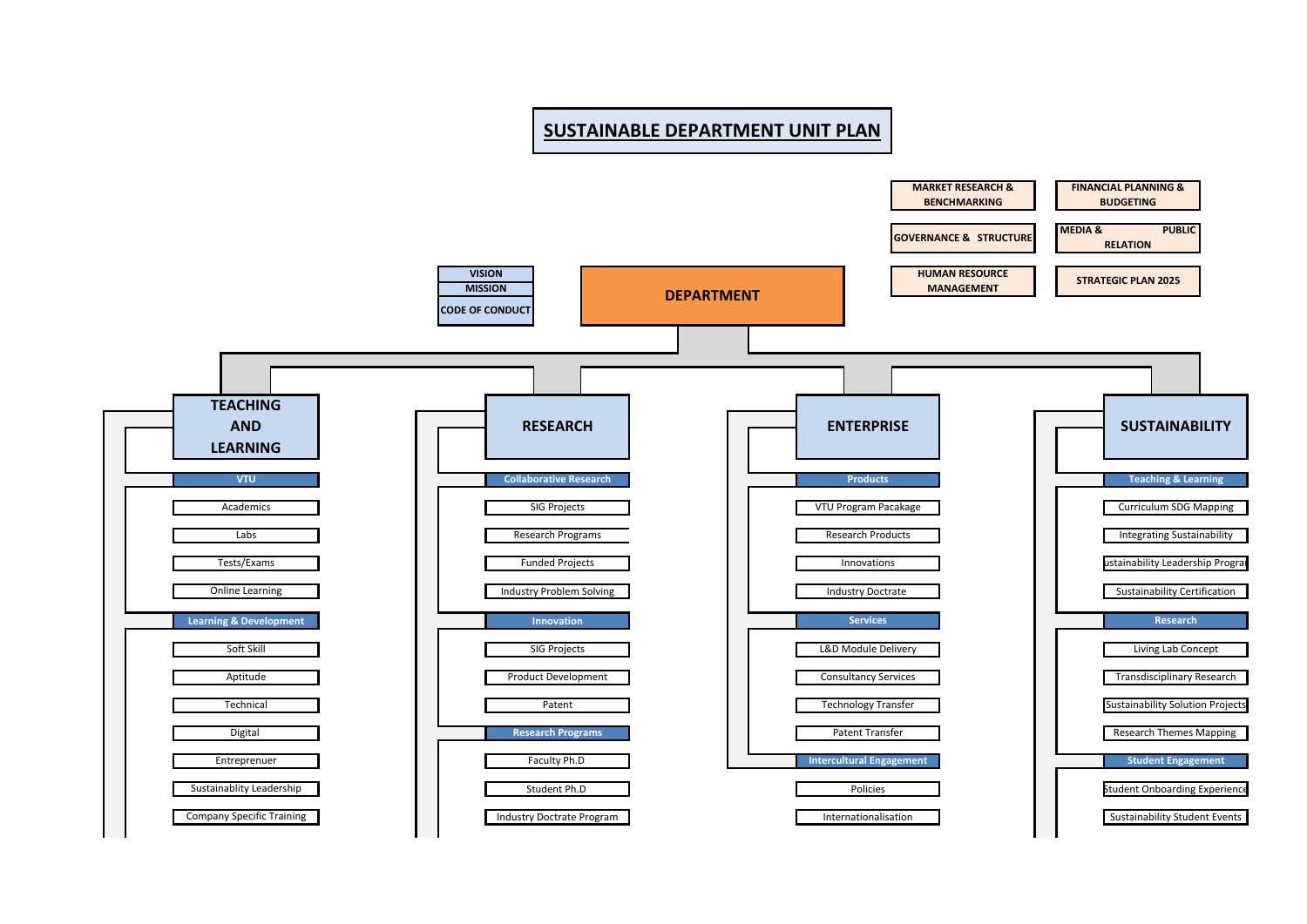# SUSTAINABLE DEPARTMENT UNIT PLAN

- MARKET RESEARCH & BENCHMARKING
- FINANCIAL PLANNING & BUDGETING
- GOVERNANCE & STRUCTURE
- MEDIA & PUBLIC RELATION
- HUMAN RESOURCE MANAGEMENT
- STRATEGIC PLAN 2025

- VISION
- MISSION
- CODE OF CONDUCT

## DEPARTMENT

### TEACHING AND LEARNING

**VTU**
- Academics
- Labs
- Tests/Exams
- Online Learning

**Learning & Development**
- Soft Skill
- Aptitude
- Technical
- Digital
- Entreprenuer
- Sustainablity Leadership
- Company Specific Training

### RESEARCH

**Collaborative Research**
- SIG Projects
- Research Programs
- Funded Projects
- Industry Problem Solving

**Innovation**
- SIG Projects
- Product Development
- Patent

**Research Programs**
- Faculty Ph.D
- Student Ph.D
- Industry Doctrate Program

### ENTERPRISE

**Products**
- VTU Program Pacakage
- Research Products
- Innovations
- Industry Doctrate

**Services**
- L&D Module Delivery
- Consultancy Services
- Technology Transfer
- Patent Transfer

**Intercultural Engagement**
- Policies
- Internationalisation

### SUSTAINABILITY

**Teaching & Learning**
- Curriculum SDG Mapping
- Integrating Sustainability
- ustainability Leadership Progra
- Sustainability Certification

**Research**
- Living Lab Concept
- Transdisciplinary Research
- Sustainability Solution Projects
- Research Themes Mapping

**Student Engagement**
- tudent Onboarding Experience
- Sustainability Student Events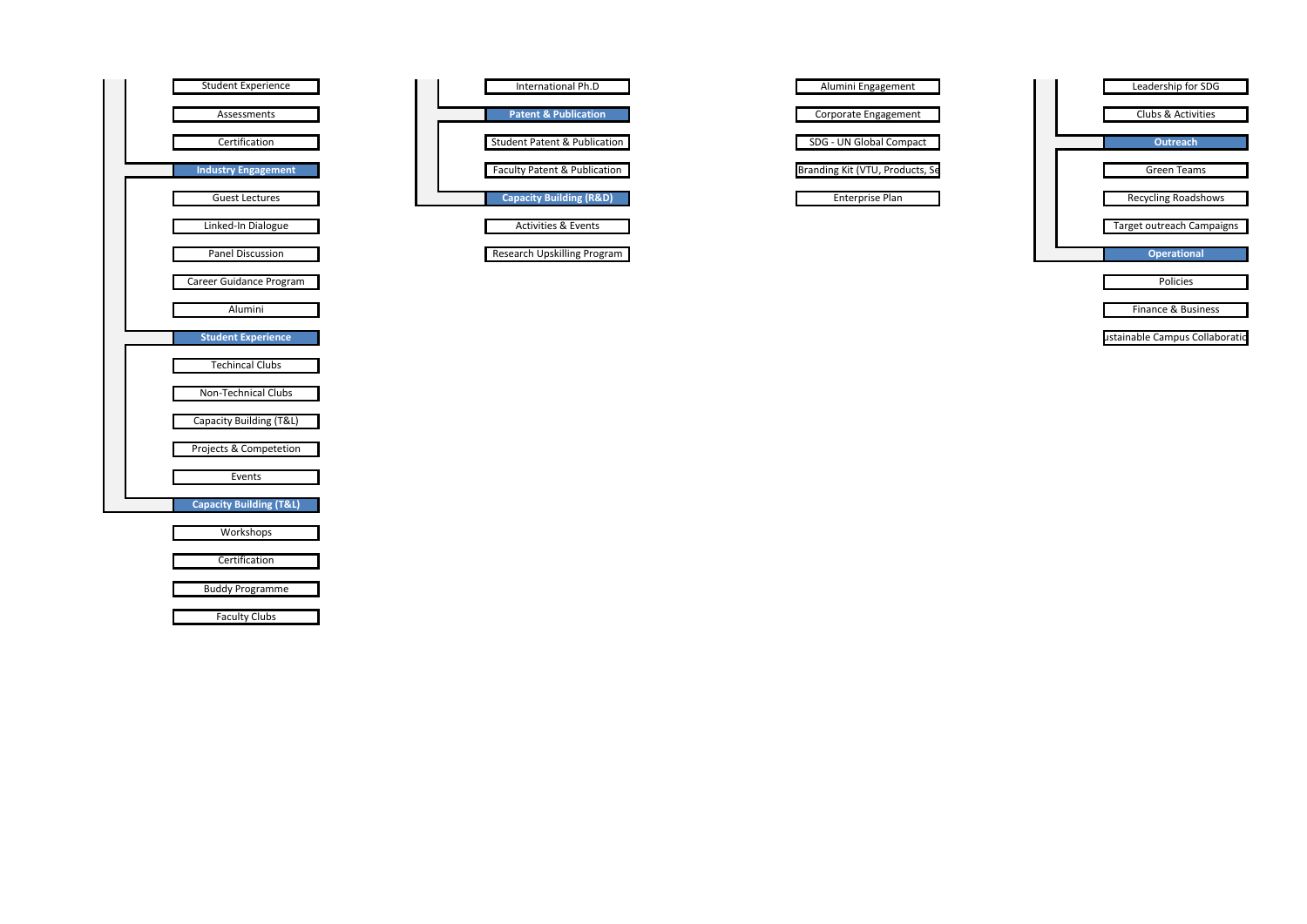- Student Experience
- Assessments
- Certification

**Industry Engagement**

- Guest Lectures
- Linked-In Dialogue
- Panel Discussion
- Career Guidance Program
- Alumini

**Student Experience**

- Techincal Clubs
- Non-Technical Clubs
- Capacity Building (T&L)
- Projects & Competetion
- Events

**Capacity Building (T&L)**

- Workshops
- Certification
- Buddy Programme
- Faculty Clubs

---

- International Ph.D

**Patent & Publication**

- Student Patent & Publication
- Faculty Patent & Publication

**Capacity Building (R&D)**

- Activities & Events
- Research Upskilling Program

---

- Alumini Engagement
- Corporate Engagement
- SDG - UN Global Compact
- Branding Kit (VTU, Products, Se
- Enterprise Plan

---

- Leadership for SDG
- Clubs & Activities

**Outreach**

- Green Teams
- Recycling Roadshows
- Target outreach Campaigns

**Operational**

- Policies
- Finance & Business
- ustainable Campus Collaboratio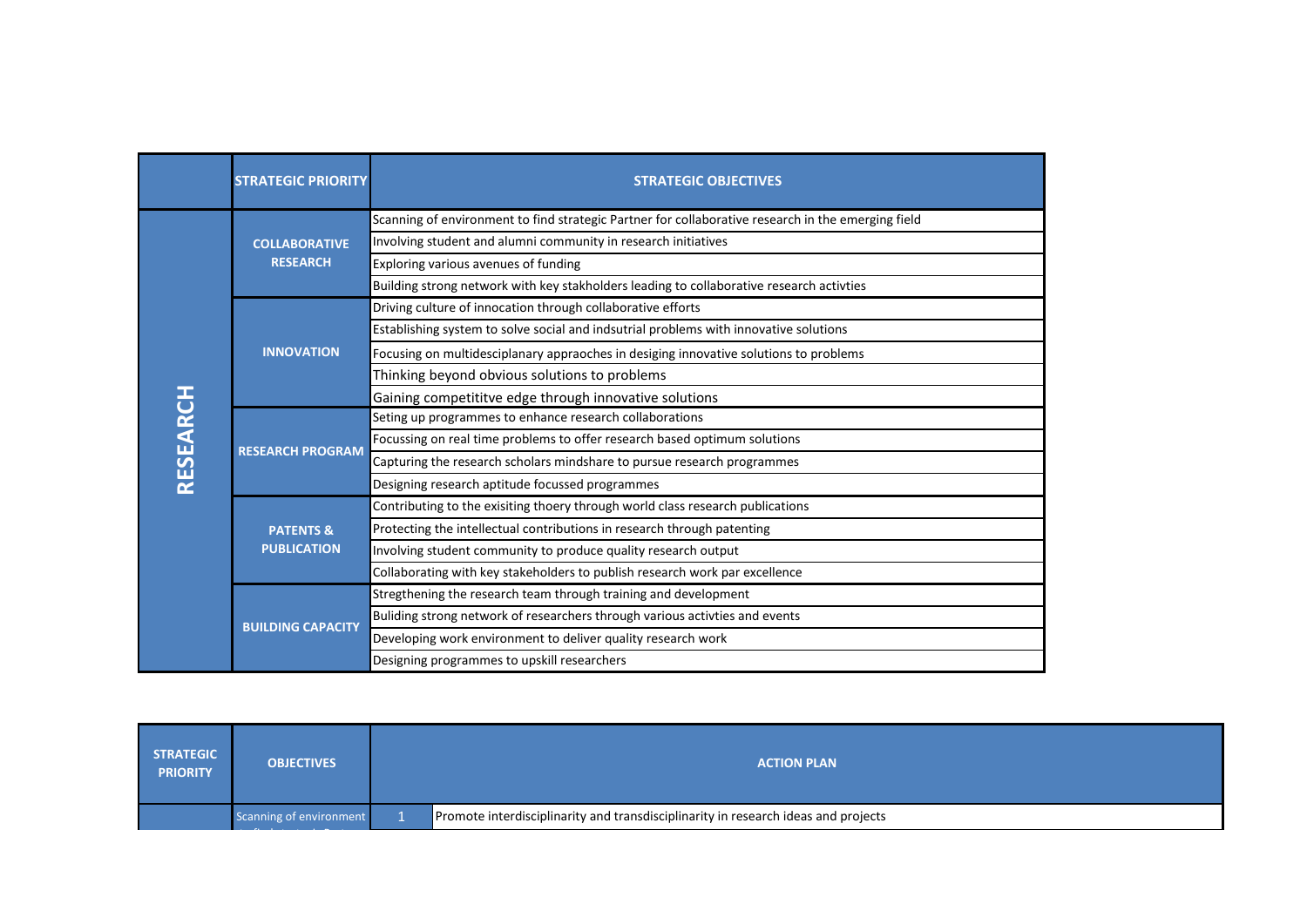| | STRATEGIC PRIORITY | STRATEGIC OBJECTIVES |
|---|---|---|
| RESEARCH | COLLABORATIVE RESEARCH | Scanning of environment to find strategic Partner for collaborative research in the emerging field |
| | | Involving student and alumni community in research initiatives |
| | | Exploring various avenues of funding |
| | | Building strong network with key stakholders leading to collaborative research activties |
| | INNOVATION | Driving culture of innocation through collaborative efforts |
| | | Establishing system to solve social and indsutrial problems with innovative solutions |
| | | Focusing on multidesciplanary appraoches in desiging innovative solutions to problems |
| | | Thinking beyond obvious solutions to problems |
| | | Gaining competititve edge through innovative solutions |
| | RESEARCH PROGRAM | Seting up programmes to enhance research collaborations |
| | | Focussing on real time problems to offer research based optimum solutions |
| | | Capturing the research scholars mindshare to pursue research programmes |
| | | Designing research aptitude focussed programmes |
| | PATENTS & PUBLICATION | Contributing to the exisiting thoery through world class research publications |
| | | Protecting the intellectual contributions in research through patenting |
| | | Involving student community to produce quality research output |
| | | Collaborating with key stakeholders to publish research work par excellence |
| | BUILDING CAPACITY | Stregthening the research team through training and development |
| | | Buliding strong network of researchers through various activties and events |
| | | Developing work environment to deliver quality research work |
| | | Designing programmes to upskill researchers |

| STRATEGIC PRIORITY | OBJECTIVES | ACTION PLAN | |
|---|---|---|---|
| | Scanning of environment | 1 | Promote interdisciplinarity and transdisciplinarity in research ideas and projects |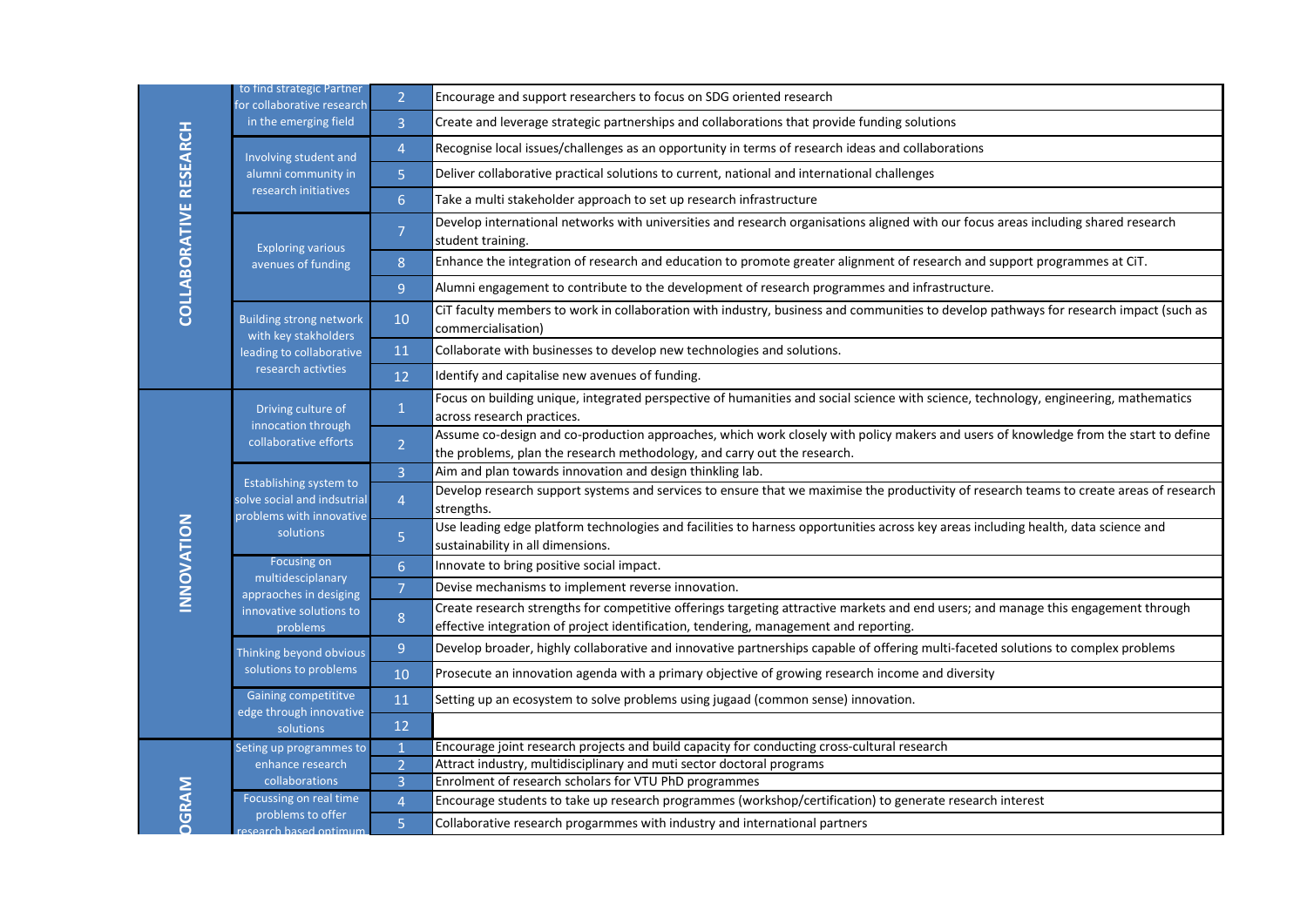| | | | |
|---|---|---|---|
| COLLABORATIVE RESEARCH | to find strategic Partner for collaborative research in the emerging field | 2 | Encourage and support researchers to focus on SDG oriented research |
| | | 3 | Create and leverage strategic partnerships and collaborations that provide funding solutions |
| | Involving student and alumni community in research initiatives | 4 | Recognise local issues/challenges as an opportunity in terms of research ideas and collaborations |
| | | 5 | Deliver collaborative practical solutions to current, national and international challenges |
| | | 6 | Take a multi stakeholder approach to set up research infrastructure |
| | Exploring various avenues of funding | 7 | Develop international networks with universities and research organisations aligned with our focus areas including shared research student training. |
| | | 8 | Enhance the integration of research and education to promote greater alignment of research and support programmes at CiT. |
| | | 9 | Alumni engagement to contribute to the development of research programmes and infrastructure. |
| | Building strong network with key stakholders leading to collaborative research activties | 10 | CiT faculty members to work in collaboration with industry, business and communities to develop pathways for research impact (such as commercialisation) |
| | | 11 | Collaborate with businesses to develop new technologies and solutions. |
| | | 12 | Identify and capitalise new avenues of funding. |
| INNOVATION | Driving culture of innocation through collaborative efforts | 1 | Focus on building unique, integrated perspective of humanities and social science with science, technology, engineering, mathematics across research practices. |
| | | 2 | Assume co-design and co-production approaches, which work closely with policy makers and users of knowledge from the start to define the problems, plan the research methodology, and carry out the research. |
| | Establishing system to solve social and indsutrial problems with innovative solutions | 3 | Aim and plan towards innovation and design thinkling lab. |
| | | 4 | Develop research support systems and services to ensure that we maximise the productivity of research teams to create areas of research strengths. |
| | | 5 | Use leading edge platform technologies and facilities to harness opportunities across key areas including health, data science and sustainability in all dimensions. |
| | Focusing on multidesciplanary appraoches in desiging innovative solutions to problems | 6 | Innovate to bring positive social impact. |
| | | 7 | Devise mechanisms to implement reverse innovation. |
| | | 8 | Create research strengths for competitive offerings targeting attractive markets and end users; and manage this engagement through effective integration of project identification, tendering, management and reporting. |
| | Thinking beyond obvious solutions to problems | 9 | Develop broader, highly collaborative and innovative partnerships capable of offering multi-faceted solutions to complex problems |
| | | 10 | Prosecute an innovation agenda with a primary objective of growing research income and diversity |
| | Gaining competititve edge through innovative solutions | 11 | Setting up an ecosystem to solve problems using jugaad (common sense) innovation. |
| | | 12 | |
| OGRAM | Seting up programmes to enhance research collaborations | 1 | Encourage joint research projects and build capacity for conducting cross-cultural research |
| | | 2 | Attract industry, multidisciplinary and muti sector doctoral programs |
| | | 3 | Enrolment of research scholars for VTU PhD programmes |
| | Focussing on real time problems to offer research based optimum | 4 | Encourage students to take up research programmes (workshop/certification) to generate research interest |
| | | 5 | Collaborative research progarmmes with industry and international partners |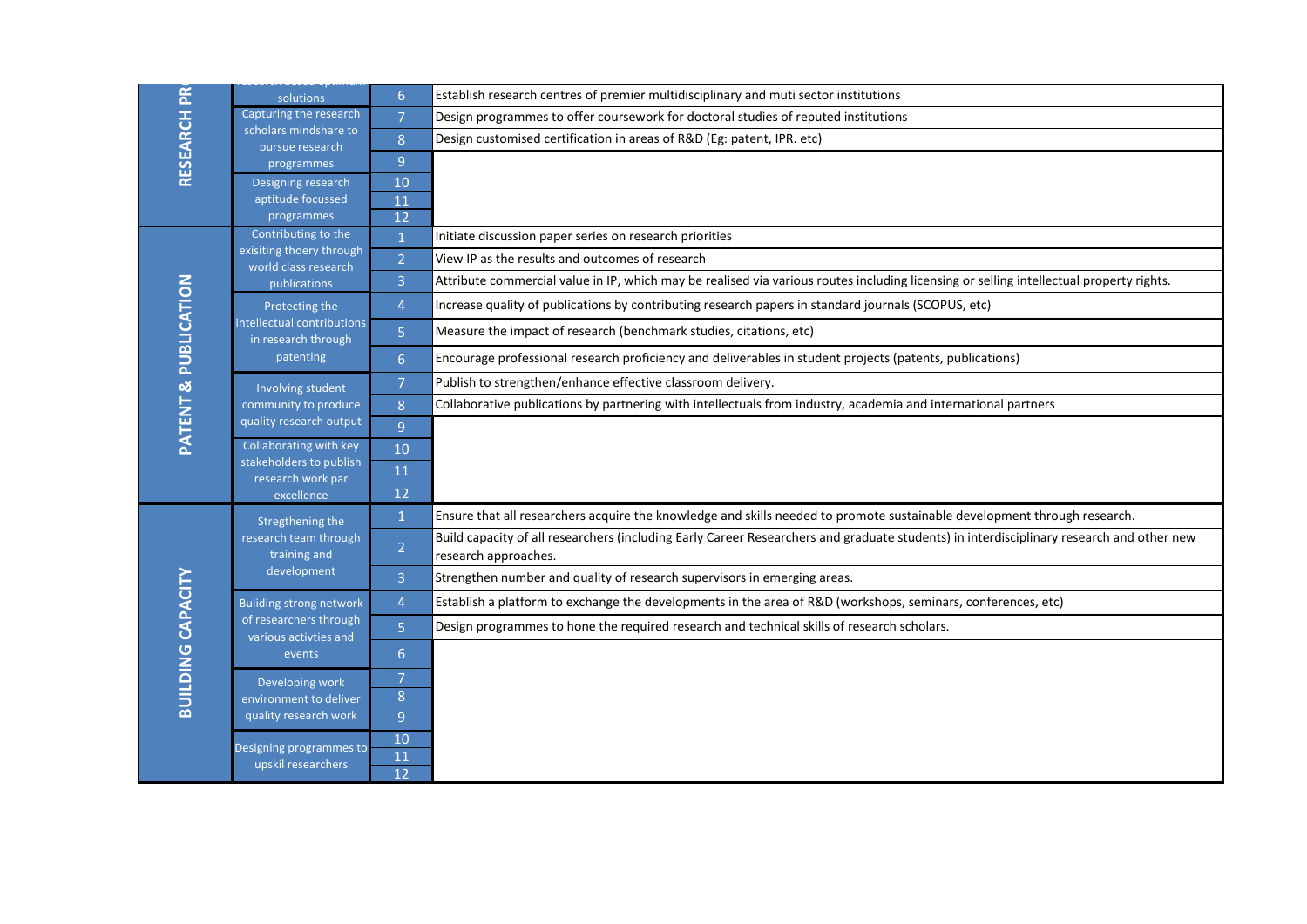| | | | |
|---|---|---|---|
| RESEARCH PR | ...solutions | 6 | Establish research centres of premier multidisciplinary and muti sector institutions |
| | Capturing the research scholars mindshare to pursue research programmes | 7 | Design programmes to offer coursework for doctoral studies of reputed institutions |
| | | 8 | Design customised certification in areas of R&D (Eg: patent, IPR. etc) |
| | | 9 | |
| | Designing research aptitude focussed programmes | 10 | |
| | | 11 | |
| | | 12 | |
| PATENT & PUBLICATION | Contributing to the exisiting thoery through world class research publications | 1 | Initiate discussion paper series on research priorities |
| | | 2 | View IP as the results and outcomes of research |
| | | 3 | Attribute commercial value in IP, which may be realised via various routes including licensing or selling intellectual property rights. |
| | Protecting the intellectual contributions in research through patenting | 4 | Increase quality of publications by contributing research papers in standard journals (SCOPUS, etc) |
| | | 5 | Measure the impact of research (benchmark studies, citations, etc) |
| | | 6 | Encourage professional research proficiency and deliverables in student projects (patents, publications) |
| | Involving student community to produce quality research output | 7 | Publish to strengthen/enhance effective classroom delivery. |
| | | 8 | Collaborative publications by partnering with intellectuals from industry, academia and international partners |
| | | 9 | |
| | Collaborating with key stakeholders to publish research work par excellence | 10 | |
| | | 11 | |
| | | 12 | |
| BUILDING CAPACITY | Stregthening the research team through training and development | 1 | Ensure that all researchers acquire the knowledge and skills needed to promote sustainable development through research. |
| | | 2 | Build capacity of all researchers (including Early Career Researchers and graduate students) in interdisciplinary research and other new research approaches. |
| | | 3 | Strengthen number and quality of research supervisors in emerging areas. |
| | Buliding strong network of researchers through various activties and events | 4 | Establish a platform to exchange the developments in the area of R&D (workshops, seminars, conferences, etc) |
| | | 5 | Design programmes to hone the required research and technical skills of research scholars. |
| | | 6 | |
| | Developing work environment to deliver quality research work | 7 | |
| | | 8 | |
| | | 9 | |
| | Designing programmes to upskil researchers | 10 | |
| | | 11 | |
| | | 12 | |